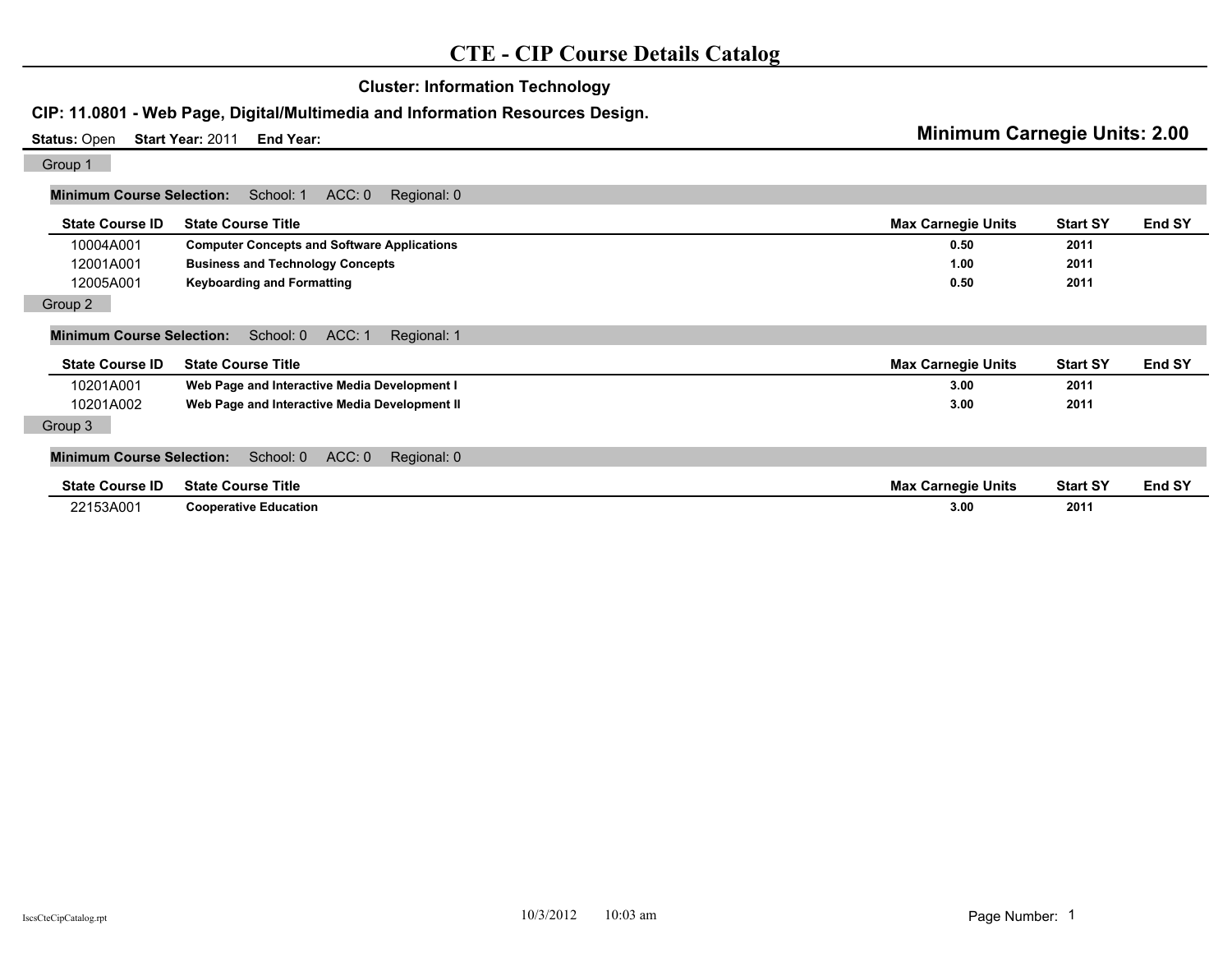# CTE - CIP Course Details Catalog

## Cluster: Information Technology

### CIP: 11.0801 - Web Page, Digital/Multimedia and Information Resources Design.

**Status:** Open **Start Year:** 2011 **End Year:**

**Minimum Carnegie Units: 2.00**

Group 1

**Minimum Course Selection:** School: 1 ACC: 0 Regional: 0

| State Course ID | State Course Title | Max Carnegie Units | Start SY | End SY |
|---|---|---|---|---|
| 10004A001 | **Computer Concepts and Software Applications** | 0.50 | 2011 | |
| 12001A001 | **Business and Technology Concepts** | 1.00 | 2011 | |
| 12005A001 | **Keyboarding and Formatting** | 0.50 | 2011 | |

Group 2

**Minimum Course Selection:** School: 0 ACC: 1 Regional: 1

| State Course ID | State Course Title | Max Carnegie Units | Start SY | End SY |
|---|---|---|---|---|
| 10201A001 | **Web Page and Interactive Media Development I** | 3.00 | 2011 | |
| 10201A002 | **Web Page and Interactive Media Development II** | 3.00 | 2011 | |

Group 3

**Minimum Course Selection:** School: 0 ACC: 0 Regional: 0

| State Course ID | State Course Title | Max Carnegie Units | Start SY | End SY |
|---|---|---|---|---|
| 22153A001 | **Cooperative Education** | 3.00 | 2011 | |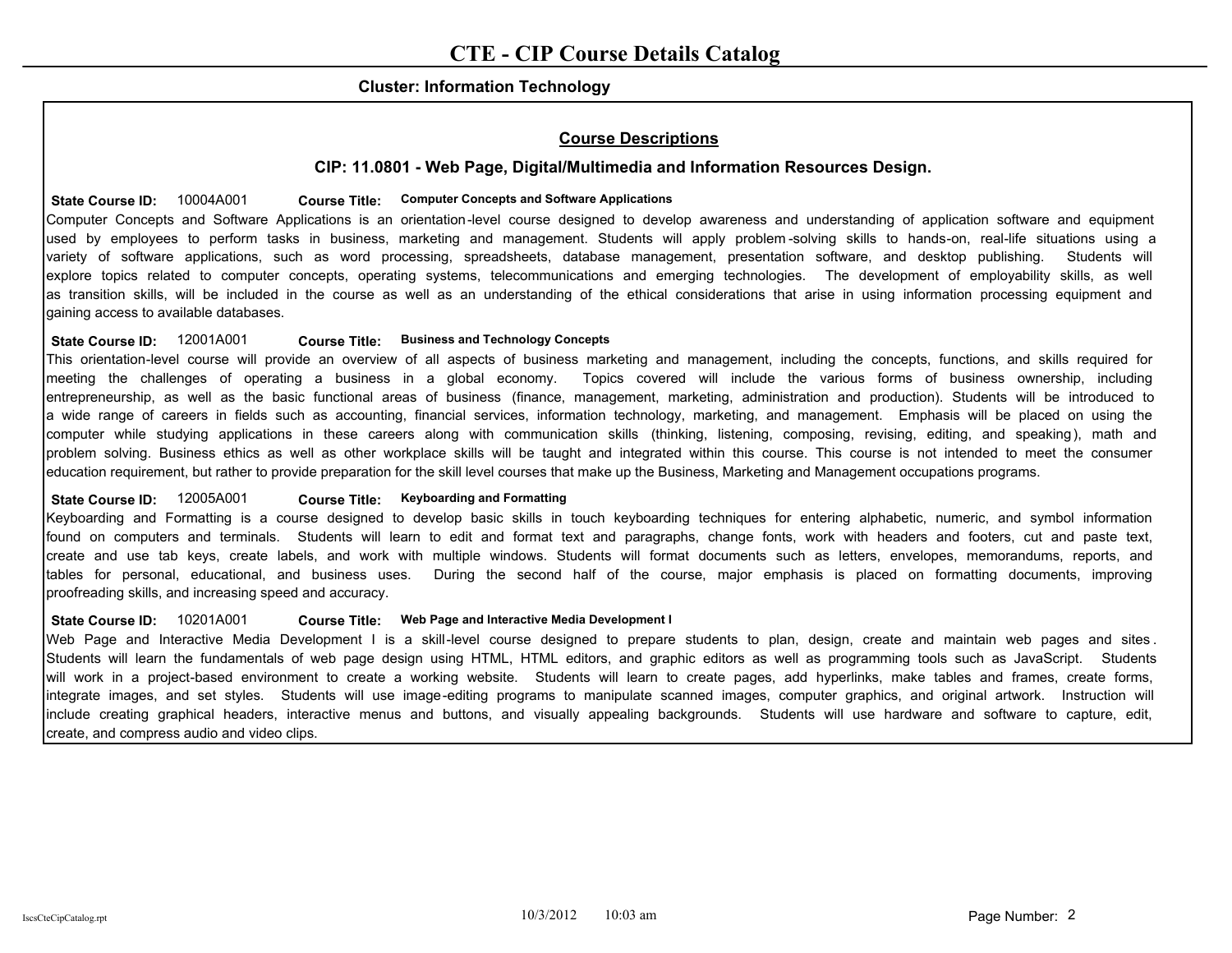# CTE - CIP Course Details Catalog

**Cluster: Information Technology**

## Course Descriptions

### CIP: 11.0801 - Web Page, Digital/Multimedia and Information Resources Design.

**State Course ID:** 10004A001 **Course Title:** **Computer Concepts and Software Applications**

Computer Concepts and Software Applications is an orientation-level course designed to develop awareness and understanding of application software and equipment used by employees to perform tasks in business, marketing and management. Students will apply problem-solving skills to hands-on, real-life situations using a variety of software applications, such as word processing, spreadsheets, database management, presentation software, and desktop publishing. Students will explore topics related to computer concepts, operating systems, telecommunications and emerging technologies. The development of employability skills, as well as transition skills, will be included in the course as well as an understanding of the ethical considerations that arise in using information processing equipment and gaining access to available databases.

**State Course ID:** 12001A001 **Course Title:** **Business and Technology Concepts**

This orientation-level course will provide an overview of all aspects of business marketing and management, including the concepts, functions, and skills required for meeting the challenges of operating a business in a global economy. Topics covered will include the various forms of business ownership, including entrepreneurship, as well as the basic functional areas of business (finance, management, marketing, administration and production). Students will be introduced to a wide range of careers in fields such as accounting, financial services, information technology, marketing, and management. Emphasis will be placed on using the computer while studying applications in these careers along with communication skills (thinking, listening, composing, revising, editing, and speaking), math and problem solving. Business ethics as well as other workplace skills will be taught and integrated within this course. This course is not intended to meet the consumer education requirement, but rather to provide preparation for the skill level courses that make up the Business, Marketing and Management occupations programs.

**State Course ID:** 12005A001 **Course Title:** **Keyboarding and Formatting**

Keyboarding and Formatting is a course designed to develop basic skills in touch keyboarding techniques for entering alphabetic, numeric, and symbol information found on computers and terminals. Students will learn to edit and format text and paragraphs, change fonts, work with headers and footers, cut and paste text, create and use tab keys, create labels, and work with multiple windows. Students will format documents such as letters, envelopes, memorandums, reports, and tables for personal, educational, and business uses. During the second half of the course, major emphasis is placed on formatting documents, improving proofreading skills, and increasing speed and accuracy.

**State Course ID:** 10201A001 **Course Title:** **Web Page and Interactive Media Development I**

Web Page and Interactive Media Development I is a skill-level course designed to prepare students to plan, design, create and maintain web pages and sites. Students will learn the fundamentals of web page design using HTML, HTML editors, and graphic editors as well as programming tools such as JavaScript. Students will work in a project-based environment to create a working website. Students will learn to create pages, add hyperlinks, make tables and frames, create forms, integrate images, and set styles. Students will use image-editing programs to manipulate scanned images, computer graphics, and original artwork. Instruction will include creating graphical headers, interactive menus and buttons, and visually appealing backgrounds. Students will use hardware and software to capture, edit, create, and compress audio and video clips.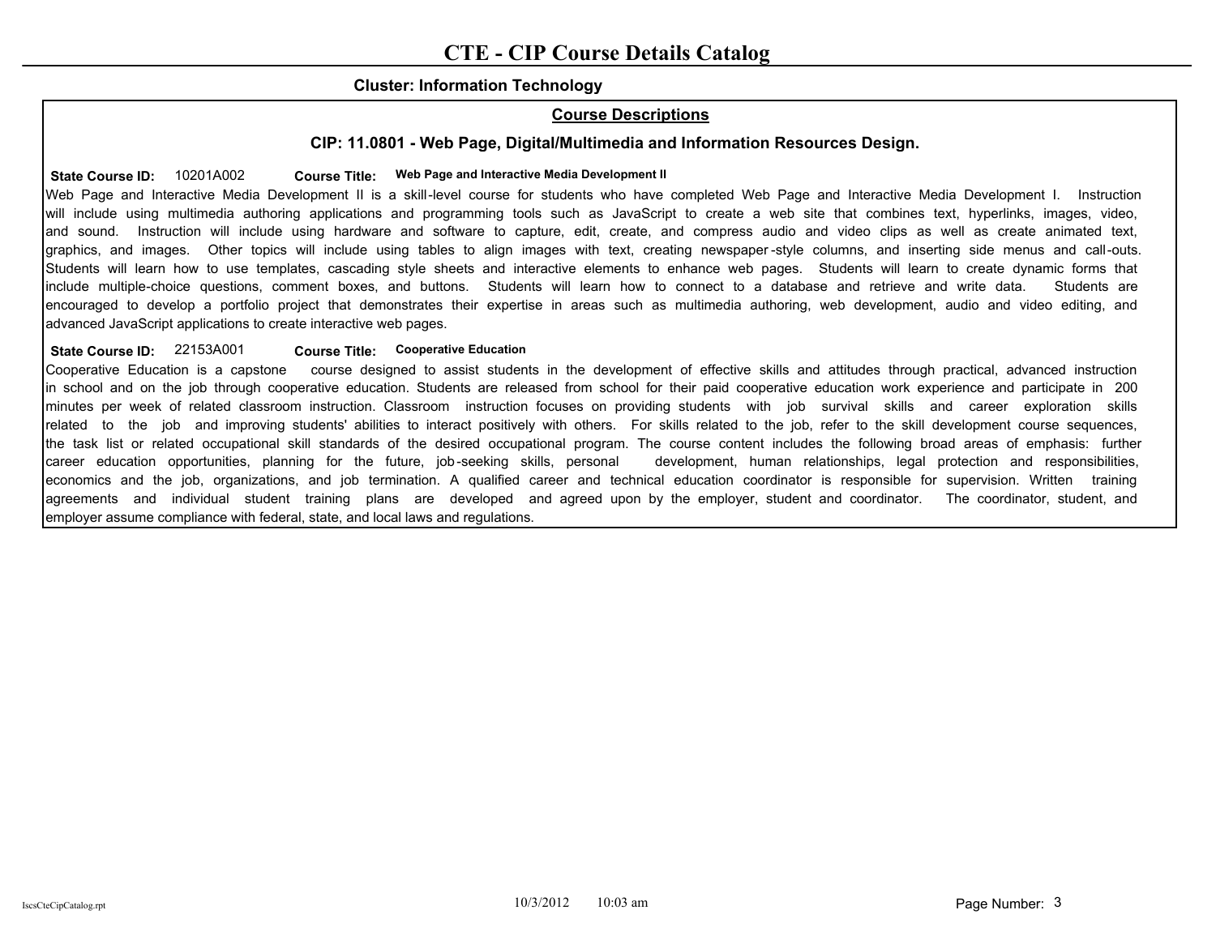# CTE - CIP Course Details Catalog

**Cluster: Information Technology**

## Course Descriptions

### CIP: 11.0801 - Web Page, Digital/Multimedia and Information Resources Design.

**State Course ID:** 10201A002 **Course Title:** **Web Page and Interactive Media Development II**

Web Page and Interactive Media Development II is a skill-level course for students who have completed Web Page and Interactive Media Development I. Instruction will include using multimedia authoring applications and programming tools such as JavaScript to create a web site that combines text, hyperlinks, images, video, and sound. Instruction will include using hardware and software to capture, edit, create, and compress audio and video clips as well as create animated text, graphics, and images. Other topics will include using tables to align images with text, creating newspaper-style columns, and inserting side menus and call-outs. Students will learn how to use templates, cascading style sheets and interactive elements to enhance web pages. Students will learn to create dynamic forms that include multiple-choice questions, comment boxes, and buttons. Students will learn how to connect to a database and retrieve and write data. Students are encouraged to develop a portfolio project that demonstrates their expertise in areas such as multimedia authoring, web development, audio and video editing, and advanced JavaScript applications to create interactive web pages.

**State Course ID:** 22153A001 **Course Title:** **Cooperative Education**

Cooperative Education is a capstone course designed to assist students in the development of effective skills and attitudes through practical, advanced instruction in school and on the job through cooperative education. Students are released from school for their paid cooperative education work experience and participate in 200 minutes per week of related classroom instruction. Classroom instruction focuses on providing students with job survival skills and career exploration skills related to the job and improving students' abilities to interact positively with others. For skills related to the job, refer to the skill development course sequences, the task list or related occupational skill standards of the desired occupational program. The course content includes the following broad areas of emphasis: further career education opportunities, planning for the future, job-seeking skills, personal development, human relationships, legal protection and responsibilities, economics and the job, organizations, and job termination. A qualified career and technical education coordinator is responsible for supervision. Written training agreements and individual student training plans are developed and agreed upon by the employer, student and coordinator. The coordinator, student, and employer assume compliance with federal, state, and local laws and regulations.